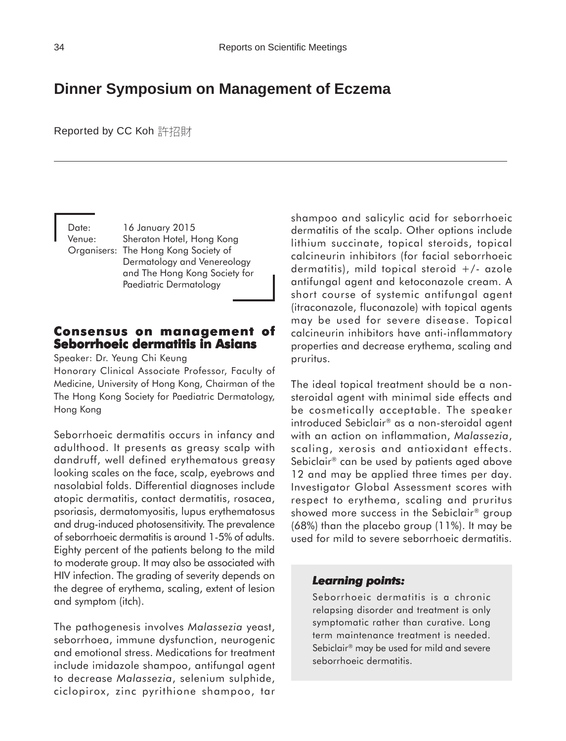# Dinner Symposium on Management of Eczema

Reported by CC Koh 許招財

Date: 16 January 2015
Venue: Sheraton Hotel, Hong Kong
Organisers: The Hong Kong Society of Dermatology and Venereology and The Hong Kong Society for Paediatric Dermatology

## Consensus on management of Seborrhoeic dermatitis in Asians

Speaker: Dr. Yeung Chi Keung
Honorary Clinical Associate Professor, Faculty of Medicine, University of Hong Kong, Chairman of the The Hong Kong Society for Paediatric Dermatology, Hong Kong

Seborrhoeic dermatitis occurs in infancy and adulthood. It presents as greasy scalp with dandruff, well defined erythematous greasy looking scales on the face, scalp, eyebrows and nasolabial folds. Differential diagnoses include atopic dermatitis, contact dermatitis, rosacea, psoriasis, dermatomyositis, lupus erythematosus and drug-induced photosensitivity. The prevalence of seborrhoeic dermatitis is around 1-5% of adults. Eighty percent of the patients belong to the mild to moderate group. It may also be associated with HIV infection. The grading of severity depends on the degree of erythema, scaling, extent of lesion and symptom (itch).

The pathogenesis involves *Malassezia* yeast, seborrhoea, immune dysfunction, neurogenic and emotional stress. Medications for treatment include imidazole shampoo, antifungal agent to decrease *Malassezia*, selenium sulphide, ciclopirox, zinc pyrithione shampoo, tar shampoo and salicylic acid for seborrhoeic dermatitis of the scalp. Other options include lithium succinate, topical steroids, topical calcineurin inhibitors (for facial seborrhoeic dermatitis), mild topical steroid +/- azole antifungal agent and ketoconazole cream. A short course of systemic antifungal agent (itraconazole, fluconazole) with topical agents may be used for severe disease. Topical calcineurin inhibitors have anti-inflammatory properties and decrease erythema, scaling and pruritus.

The ideal topical treatment should be a non-steroidal agent with minimal side effects and be cosmetically acceptable. The speaker introduced Sebiclair® as a non-steroidal agent with an action on inflammation, *Malassezia*, scaling, xerosis and antioxidant effects. Sebiclair® can be used by patients aged above 12 and may be applied three times per day. Investigator Global Assessment scores with respect to erythema, scaling and pruritus showed more success in the Sebiclair® group (68%) than the placebo group (11%). It may be used for mild to severe seborrhoeic dermatitis.

> ***Learning points:***
>
> Seborrhoeic dermatitis is a chronic relapsing disorder and treatment is only symptomatic rather than curative. Long term maintenance treatment is needed. Sebiclair® may be used for mild and severe seborrhoeic dermatitis.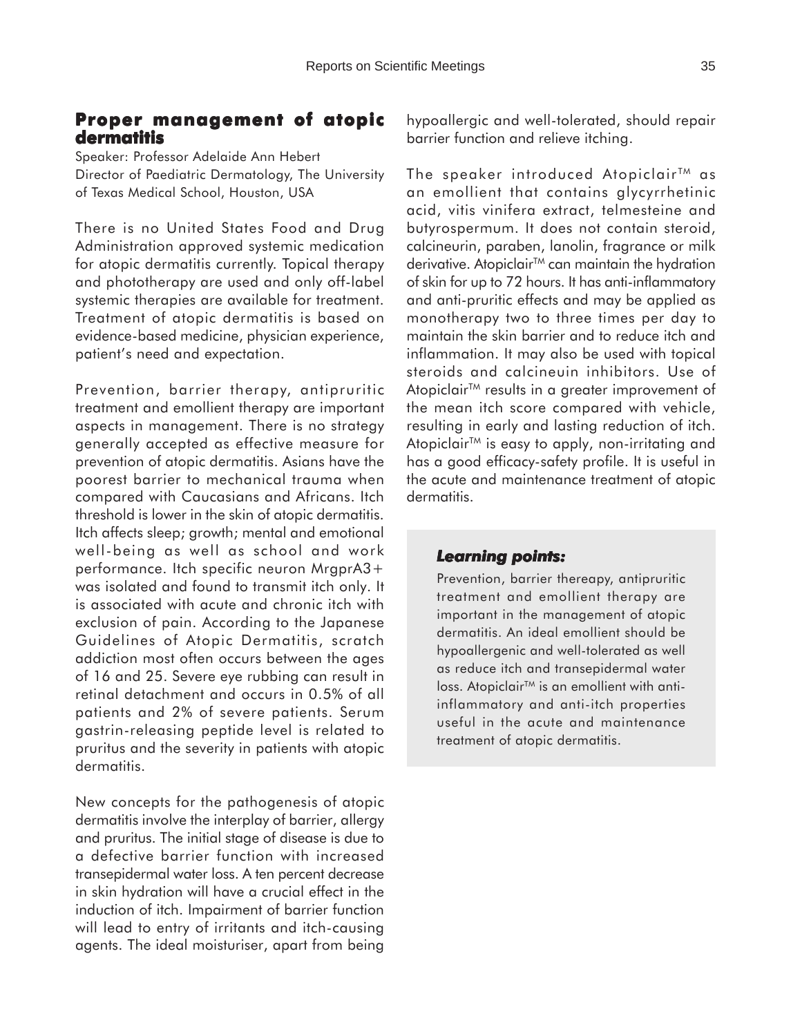## Proper management of atopic dermatitis

Speaker: Professor Adelaide Ann Hebert
Director of Paediatric Dermatology, The University of Texas Medical School, Houston, USA

There is no United States Food and Drug Administration approved systemic medication for atopic dermatitis currently. Topical therapy and phototherapy are used and only off-label systemic therapies are available for treatment. Treatment of atopic dermatitis is based on evidence-based medicine, physician experience, patient's need and expectation.

Prevention, barrier therapy, antipruritic treatment and emollient therapy are important aspects in management. There is no strategy generally accepted as effective measure for prevention of atopic dermatitis. Asians have the poorest barrier to mechanical trauma when compared with Caucasians and Africans. Itch threshold is lower in the skin of atopic dermatitis. Itch affects sleep; growth; mental and emotional well-being as well as school and work performance. Itch specific neuron MrgprA3+ was isolated and found to transmit itch only. It is associated with acute and chronic itch with exclusion of pain. According to the Japanese Guidelines of Atopic Dermatitis, scratch addiction most often occurs between the ages of 16 and 25. Severe eye rubbing can result in retinal detachment and occurs in 0.5% of all patients and 2% of severe patients. Serum gastrin-releasing peptide level is related to pruritus and the severity in patients with atopic dermatitis.

New concepts for the pathogenesis of atopic dermatitis involve the interplay of barrier, allergy and pruritus. The initial stage of disease is due to a defective barrier function with increased transepidermal water loss. A ten percent decrease in skin hydration will have a crucial effect in the induction of itch. Impairment of barrier function will lead to entry of irritants and itch-causing agents. The ideal moisturiser, apart from being hypoallergic and well-tolerated, should repair barrier function and relieve itching.

The speaker introduced Atopiclair™ as an emollient that contains glycyrrhetinic acid, vitis vinifera extract, telmesteine and butyrospermum. It does not contain steroid, calcineurin, paraben, lanolin, fragrance or milk derivative. Atopiclair™ can maintain the hydration of skin for up to 72 hours. It has anti-inflammatory and anti-pruritic effects and may be applied as monotherapy two to three times per day to maintain the skin barrier and to reduce itch and inflammation. It may also be used with topical steroids and calcineuin inhibitors. Use of Atopiclair™ results in a greater improvement of the mean itch score compared with vehicle, resulting in early and lasting reduction of itch. Atopiclair™ is easy to apply, non-irritating and has a good efficacy-safety profile. It is useful in the acute and maintenance treatment of atopic dermatitis.

### *Learning points:*

Prevention, barrier thereapy, antipruritic treatment and emollient therapy are important in the management of atopic dermatitis. An ideal emollient should be hypoallergenic and well-tolerated as well as reduce itch and transepidermal water loss. Atopiclair™ is an emollient with anti-inflammatory and anti-itch properties useful in the acute and maintenance treatment of atopic dermatitis.